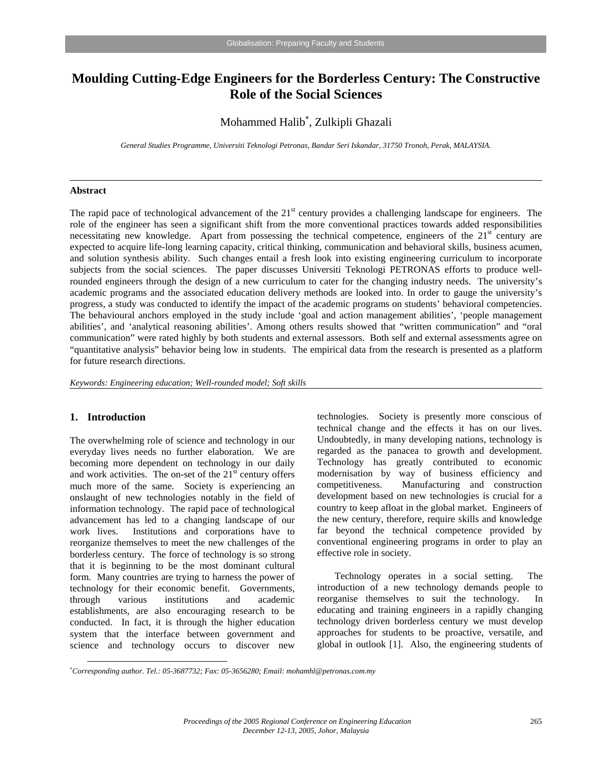# Moulding Cutting-Edge Engineers for the Borderless Century: The Constructive Role of the Social Sciences

Mohammed Halib*, Zulkipli Ghazali

*General Studies Programme, Universiti Teknologi Petronas, Bandar Seri Iskandar, 31750 Tronoh, Perak, MALAYSIA.*

## Abstract

The rapid pace of technological advancement of the 21st century provides a challenging landscape for engineers. The role of the engineer has seen a significant shift from the more conventional practices towards added responsibilities necessitating new knowledge. Apart from possessing the technical competence, engineers of the 21st century are expected to acquire life-long learning capacity, critical thinking, communication and behavioral skills, business acumen, and solution synthesis ability. Such changes entail a fresh look into existing engineering curriculum to incorporate subjects from the social sciences. The paper discusses Universiti Teknologi PETRONAS efforts to produce well-rounded engineers through the design of a new curriculum to cater for the changing industry needs. The university's academic programs and the associated education delivery methods are looked into. In order to gauge the university's progress, a study was conducted to identify the impact of the academic programs on students' behavioral competencies. The behavioural anchors employed in the study include 'goal and action management abilities', 'people management abilities', and 'analytical reasoning abilities'. Among others results showed that "written communication" and "oral communication" were rated highly by both students and external assessors. Both self and external assessments agree on "quantitative analysis" behavior being low in students. The empirical data from the research is presented as a platform for future research directions.

*Keywords: Engineering education; Well-rounded model; Soft skills*

## 1. Introduction

The overwhelming role of science and technology in our everyday lives needs no further elaboration. We are becoming more dependent on technology in our daily and work activities. The on-set of the 21st century offers much more of the same. Society is experiencing an onslaught of new technologies notably in the field of information technology. The rapid pace of technological advancement has led to a changing landscape of our work lives. Institutions and corporations have to reorganize themselves to meet the new challenges of the borderless century. The force of technology is so strong that it is beginning to be the most dominant cultural form. Many countries are trying to harness the power of technology for their economic benefit. Governments, through various institutions and academic establishments, are also encouraging research to be conducted. In fact, it is through the higher education system that the interface between government and science and technology occurs to discover new technologies. Society is presently more conscious of technical change and the effects it has on our lives. Undoubtedly, in many developing nations, technology is regarded as the panacea to growth and development. Technology has greatly contributed to economic modernisation by way of business efficiency and competitiveness. Manufacturing and construction development based on new technologies is crucial for a country to keep afloat in the global market. Engineers of the new century, therefore, require skills and knowledge far beyond the technical competence provided by conventional engineering programs in order to play an effective role in society.

Technology operates in a social setting. The introduction of a new technology demands people to reorganise themselves to suit the technology. In educating and training engineers in a rapidly changing technology driven borderless century we must develop approaches for students to be proactive, versatile, and global in outlook [1]. Also, the engineering students of

*Corresponding author. Tel.: 05-3687732; Fax: 05-3656280; Email: mohamhl@petronas.com.my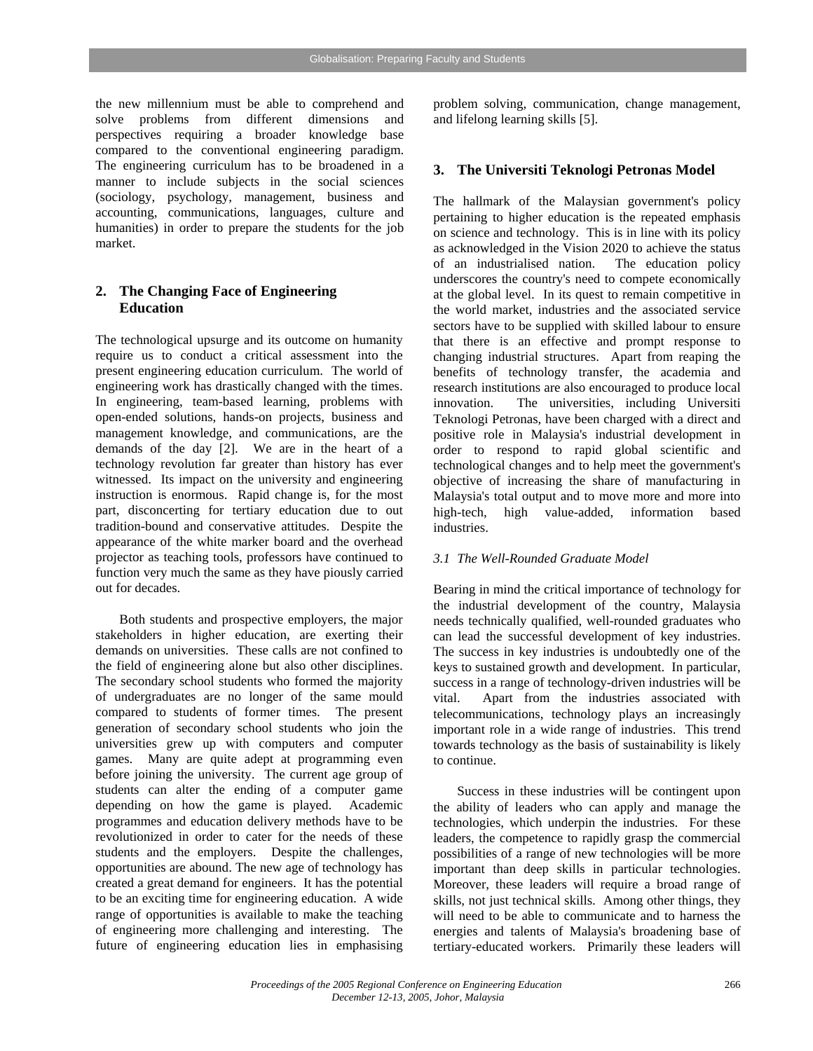the new millennium must be able to comprehend and solve problems from different dimensions and perspectives requiring a broader knowledge base compared to the conventional engineering paradigm. The engineering curriculum has to be broadened in a manner to include subjects in the social sciences (sociology, psychology, management, business and accounting, communications, languages, culture and humanities) in order to prepare the students for the job market.

## 2. The Changing Face of Engineering Education

The technological upsurge and its outcome on humanity require us to conduct a critical assessment into the present engineering education curriculum. The world of engineering work has drastically changed with the times. In engineering, team-based learning, problems with open-ended solutions, hands-on projects, business and management knowledge, and communications, are the demands of the day [2]. We are in the heart of a technology revolution far greater than history has ever witnessed. Its impact on the university and engineering instruction is enormous. Rapid change is, for the most part, disconcerting for tertiary education due to out tradition-bound and conservative attitudes. Despite the appearance of the white marker board and the overhead projector as teaching tools, professors have continued to function very much the same as they have piously carried out for decades.

Both students and prospective employers, the major stakeholders in higher education, are exerting their demands on universities. These calls are not confined to the field of engineering alone but also other disciplines. The secondary school students who formed the majority of undergraduates are no longer of the same mould compared to students of former times. The present generation of secondary school students who join the universities grew up with computers and computer games. Many are quite adept at programming even before joining the university. The current age group of students can alter the ending of a computer game depending on how the game is played. Academic programmes and education delivery methods have to be revolutionized in order to cater for the needs of these students and the employers. Despite the challenges, opportunities are abound. The new age of technology has created a great demand for engineers. It has the potential to be an exciting time for engineering education. A wide range of opportunities is available to make the teaching of engineering more challenging and interesting. The future of engineering education lies in emphasising problem solving, communication, change management, and lifelong learning skills [5].

## 3. The Universiti Teknologi Petronas Model

The hallmark of the Malaysian government's policy pertaining to higher education is the repeated emphasis on science and technology. This is in line with its policy as acknowledged in the Vision 2020 to achieve the status of an industrialised nation. The education policy underscores the country's need to compete economically at the global level. In its quest to remain competitive in the world market, industries and the associated service sectors have to be supplied with skilled labour to ensure that there is an effective and prompt response to changing industrial structures. Apart from reaping the benefits of technology transfer, the academia and research institutions are also encouraged to produce local innovation. The universities, including Universiti Teknologi Petronas, have been charged with a direct and positive role in Malaysia's industrial development in order to respond to rapid global scientific and technological changes and to help meet the government's objective of increasing the share of manufacturing in Malaysia's total output and to move more and more into high-tech, high value-added, information based industries.

### *3.1 The Well-Rounded Graduate Model*

Bearing in mind the critical importance of technology for the industrial development of the country, Malaysia needs technically qualified, well-rounded graduates who can lead the successful development of key industries. The success in key industries is undoubtedly one of the keys to sustained growth and development. In particular, success in a range of technology-driven industries will be vital. Apart from the industries associated with telecommunications, technology plays an increasingly important role in a wide range of industries. This trend towards technology as the basis of sustainability is likely to continue.

Success in these industries will be contingent upon the ability of leaders who can apply and manage the technologies, which underpin the industries. For these leaders, the competence to rapidly grasp the commercial possibilities of a range of new technologies will be more important than deep skills in particular technologies. Moreover, these leaders will require a broad range of skills, not just technical skills. Among other things, they will need to be able to communicate and to harness the energies and talents of Malaysia's broadening base of tertiary-educated workers. Primarily these leaders will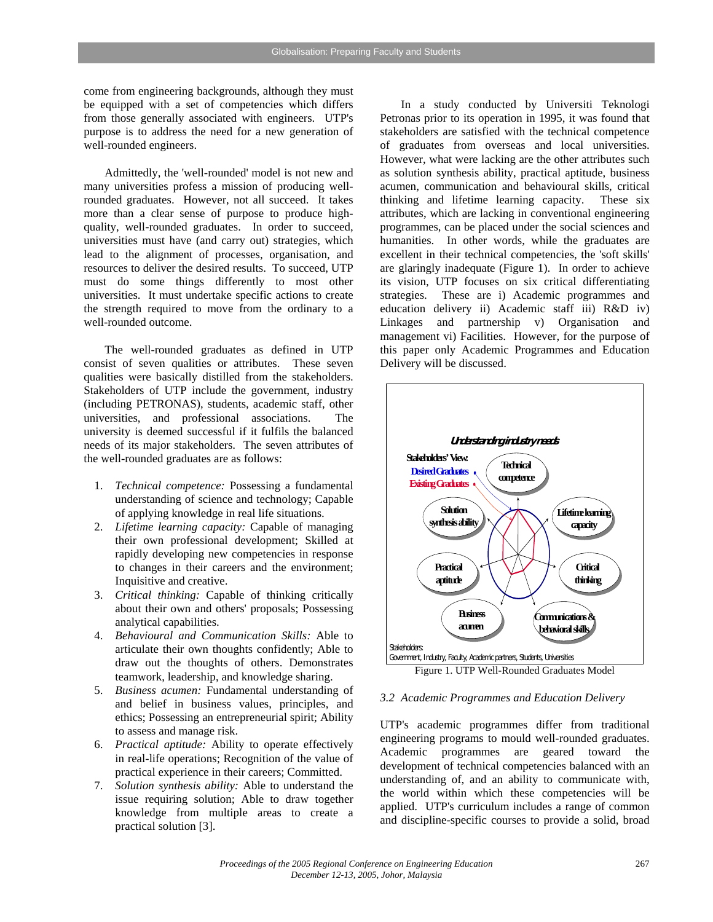come from engineering backgrounds, although they must be equipped with a set of competencies which differs from those generally associated with engineers. UTP's purpose is to address the need for a new generation of well-rounded engineers.

Admittedly, the 'well-rounded' model is not new and many universities profess a mission of producing well-rounded graduates. However, not all succeed. It takes more than a clear sense of purpose to produce high-quality, well-rounded graduates. In order to succeed, universities must have (and carry out) strategies, which lead to the alignment of processes, organisation, and resources to deliver the desired results. To succeed, UTP must do some things differently to most other universities. It must undertake specific actions to create the strength required to move from the ordinary to a well-rounded outcome.

The well-rounded graduates as defined in UTP consist of seven qualities or attributes. These seven qualities were basically distilled from the stakeholders. Stakeholders of UTP include the government, industry (including PETRONAS), students, academic staff, other universities, and professional associations. The university is deemed successful if it fulfils the balanced needs of its major stakeholders. The seven attributes of the well-rounded graduates are as follows:

1. *Technical competence:* Possessing a fundamental understanding of science and technology; Capable of applying knowledge in real life situations.
2. *Lifetime learning capacity:* Capable of managing their own professional development; Skilled at rapidly developing new competencies in response to changes in their careers and the environment; Inquisitive and creative.
3. *Critical thinking:* Capable of thinking critically about their own and others' proposals; Possessing analytical capabilities.
4. *Behavioural and Communication Skills:* Able to articulate their own thoughts confidently; Able to draw out the thoughts of others. Demonstrates teamwork, leadership, and knowledge sharing.
5. *Business acumen:* Fundamental understanding of and belief in business values, principles, and ethics; Possessing an entrepreneurial spirit; Ability to assess and manage risk.
6. *Practical aptitude:* Ability to operate effectively in real-life operations; Recognition of the value of practical experience in their careers; Committed.
7. *Solution synthesis ability:* Able to understand the issue requiring solution; Able to draw together knowledge from multiple areas to create a practical solution [3].

In a study conducted by Universiti Teknologi Petronas prior to its operation in 1995, it was found that stakeholders are satisfied with the technical competence of graduates from overseas and local universities. However, what were lacking are the other attributes such as solution synthesis ability, practical aptitude, business acumen, communication and behavioural skills, critical thinking and lifetime learning capacity. These six attributes, which are lacking in conventional engineering programmes, can be placed under the social sciences and humanities. In other words, while the graduates are excellent in their technical competencies, the 'soft skills' are glaringly inadequate (Figure 1). In order to achieve its vision, UTP focuses on six critical differentiating strategies. These are i) Academic programmes and education delivery ii) Academic staff iii) R&D iv) Linkages and partnership v) Organisation and management vi) Facilities. However, for the purpose of this paper only Academic Programmes and Education Delivery will be discussed.

*Understanding industry needs*

Stakeholders' View:
Desired Graduates
Existing Graduates

Technical competence; Lifetime learning capacity; Critical thinking; Communications & behavioral skills; Business acumen; Practical aptitude; Solution synthesis ability

Stakeholders:
Government, Industry, Faculty, Academic partners, Students, Universities

Figure 1. UTP Well-Rounded Graduates Model

### 3.2 *Academic Programmes and Education Delivery*

UTP's academic programmes differ from traditional engineering programs to mould well-rounded graduates. Academic programmes are geared toward the development of technical competencies balanced with an understanding of, and an ability to communicate with, the world within which these competencies will be applied. UTP's curriculum includes a range of common and discipline-specific courses to provide a solid, broad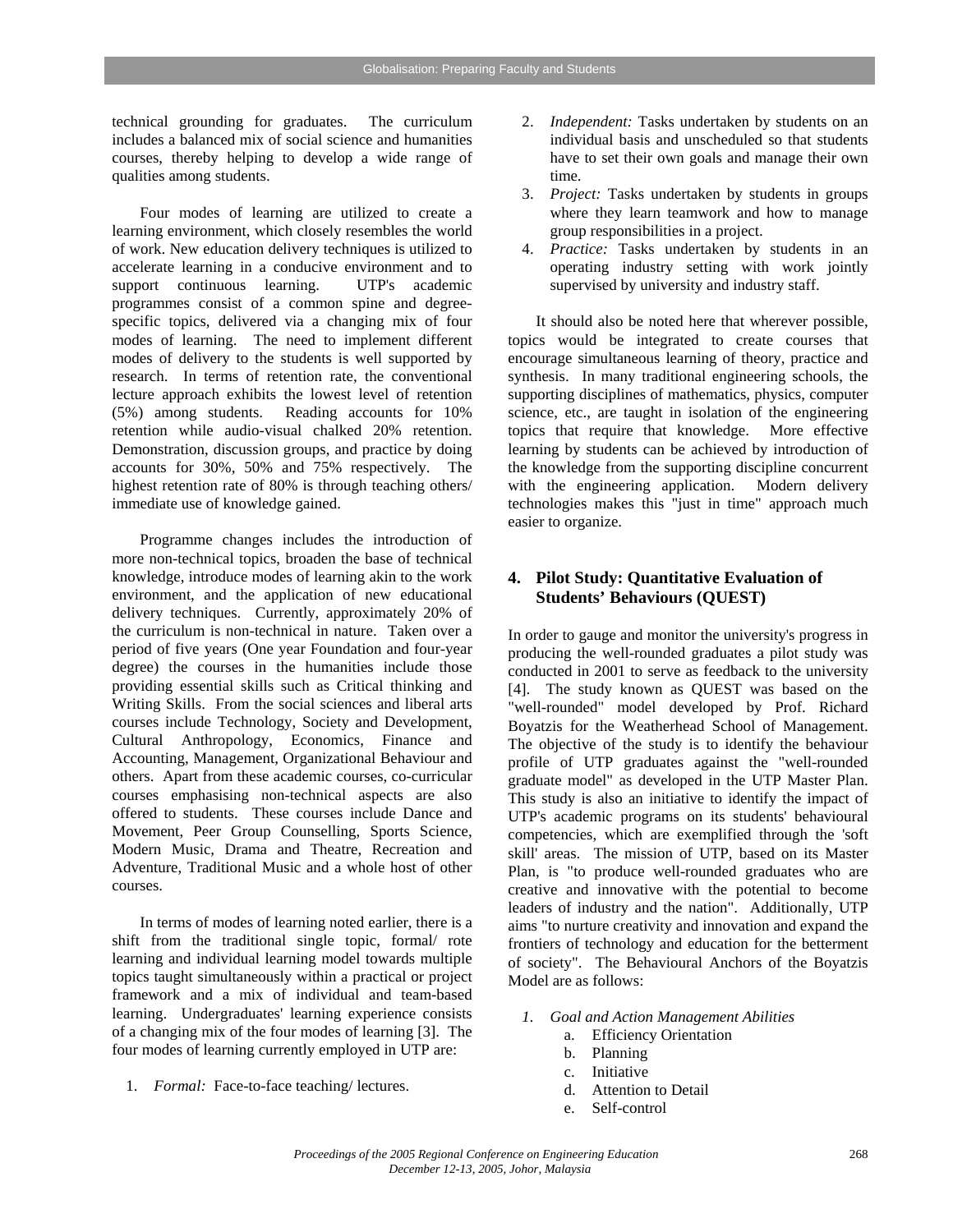technical grounding for graduates. The curriculum includes a balanced mix of social science and humanities courses, thereby helping to develop a wide range of qualities among students.

Four modes of learning are utilized to create a learning environment, which closely resembles the world of work. New education delivery techniques is utilized to accelerate learning in a conducive environment and to support continuous learning. UTP's academic programmes consist of a common spine and degree-specific topics, delivered via a changing mix of four modes of learning. The need to implement different modes of delivery to the students is well supported by research. In terms of retention rate, the conventional lecture approach exhibits the lowest level of retention (5%) among students. Reading accounts for 10% retention while audio-visual chalked 20% retention. Demonstration, discussion groups, and practice by doing accounts for 30%, 50% and 75% respectively. The highest retention rate of 80% is through teaching others/ immediate use of knowledge gained.

Programme changes includes the introduction of more non-technical topics, broaden the base of technical knowledge, introduce modes of learning akin to the work environment, and the application of new educational delivery techniques. Currently, approximately 20% of the curriculum is non-technical in nature. Taken over a period of five years (One year Foundation and four-year degree) the courses in the humanities include those providing essential skills such as Critical thinking and Writing Skills. From the social sciences and liberal arts courses include Technology, Society and Development, Cultural Anthropology, Economics, Finance and Accounting, Management, Organizational Behaviour and others. Apart from these academic courses, co-curricular courses emphasising non-technical aspects are also offered to students. These courses include Dance and Movement, Peer Group Counselling, Sports Science, Modern Music, Drama and Theatre, Recreation and Adventure, Traditional Music and a whole host of other courses.

In terms of modes of learning noted earlier, there is a shift from the traditional single topic, formal/ rote learning and individual learning model towards multiple topics taught simultaneously within a practical or project framework and a mix of individual and team-based learning. Undergraduates' learning experience consists of a changing mix of the four modes of learning [3]. The four modes of learning currently employed in UTP are:

1. *Formal:* Face-to-face teaching/ lectures.
2. *Independent:* Tasks undertaken by students on an individual basis and unscheduled so that students have to set their own goals and manage their own time.
3. *Project:* Tasks undertaken by students in groups where they learn teamwork and how to manage group responsibilities in a project.
4. *Practice:* Tasks undertaken by students in an operating industry setting with work jointly supervised by university and industry staff.

It should also be noted here that wherever possible, topics would be integrated to create courses that encourage simultaneous learning of theory, practice and synthesis. In many traditional engineering schools, the supporting disciplines of mathematics, physics, computer science, etc., are taught in isolation of the engineering topics that require that knowledge. More effective learning by students can be achieved by introduction of the knowledge from the supporting discipline concurrent with the engineering application. Modern delivery technologies makes this "just in time" approach much easier to organize.

## 4. Pilot Study: Quantitative Evaluation of Students' Behaviours (QUEST)

In order to gauge and monitor the university's progress in producing the well-rounded graduates a pilot study was conducted in 2001 to serve as feedback to the university [4]. The study known as QUEST was based on the "well-rounded" model developed by Prof. Richard Boyatzis for the Weatherhead School of Management. The objective of the study is to identify the behaviour profile of UTP graduates against the "well-rounded graduate model" as developed in the UTP Master Plan. This study is also an initiative to identify the impact of UTP's academic programs on its students' behavioural competencies, which are exemplified through the 'soft skill' areas. The mission of UTP, based on its Master Plan, is "to produce well-rounded graduates who are creative and innovative with the potential to become leaders of industry and the nation". Additionally, UTP aims "to nurture creativity and innovation and expand the frontiers of technology and education for the betterment of society". The Behavioural Anchors of the Boyatzis Model are as follows:

1. *Goal and Action Management Abilities*
   a. Efficiency Orientation
   b. Planning
   c. Initiative
   d. Attention to Detail
   e. Self-control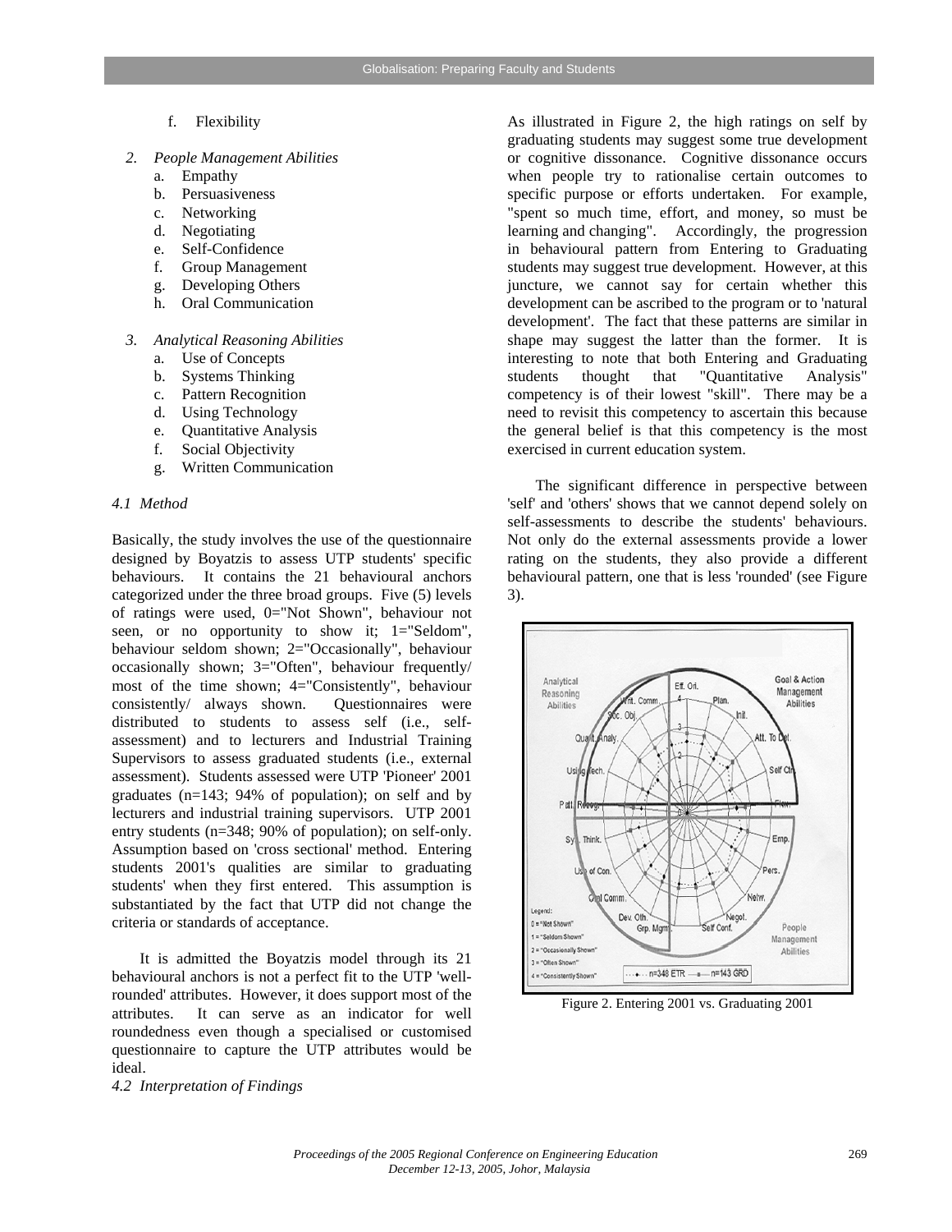f. Flexibility

2. *People Management Abilities*
    a. Empathy
    b. Persuasiveness
    c. Networking
    d. Negotiating
    e. Self-Confidence
    f. Group Management
    g. Developing Others
    h. Oral Communication

3. *Analytical Reasoning Abilities*
    a. Use of Concepts
    b. Systems Thinking
    c. Pattern Recognition
    d. Using Technology
    e. Quantitative Analysis
    f. Social Objectivity
    g. Written Communication

### *4.1 Method*

Basically, the study involves the use of the questionnaire designed by Boyatzis to assess UTP students' specific behaviours. It contains the 21 behavioural anchors categorized under the three broad groups. Five (5) levels of ratings were used, 0="Not Shown", behaviour not seen, or no opportunity to show it; 1="Seldom", behaviour seldom shown; 2="Occasionally", behaviour occasionally shown; 3="Often", behaviour frequently/ most of the time shown; 4="Consistently", behaviour consistently/ always shown. Questionnaires were distributed to students to assess self (i.e., self-assessment) and to lecturers and Industrial Training Supervisors to assess graduated students (i.e., external assessment). Students assessed were UTP 'Pioneer' 2001 graduates (n=143; 94% of population); on self and by lecturers and industrial training supervisors. UTP 2001 entry students (n=348; 90% of population); on self-only. Assumption based on 'cross sectional' method. Entering students 2001's qualities are similar to graduating students' when they first entered. This assumption is substantiated by the fact that UTP did not change the criteria or standards of acceptance.

It is admitted the Boyatzis model through its 21 behavioural anchors is not a perfect fit to the UTP 'well-rounded' attributes. However, it does support most of the attributes. It can serve as an indicator for well roundedness even though a specialised or customised questionnaire to capture the UTP attributes would be ideal.

### *4.2 Interpretation of Findings*

As illustrated in Figure 2, the high ratings on self by graduating students may suggest some true development or cognitive dissonance. Cognitive dissonance occurs when people try to rationalise certain outcomes to specific purpose or efforts undertaken. For example, "spent so much time, effort, and money, so must be learning and changing". Accordingly, the progression in behavioural pattern from Entering to Graduating students may suggest true development. However, at this juncture, we cannot say for certain whether this development can be ascribed to the program or to 'natural development'. The fact that these patterns are similar in shape may suggest the latter than the former. It is interesting to note that both Entering and Graduating students thought that "Quantitative Analysis" competency is of their lowest "skill". There may be a need to revisit this competency to ascertain this because the general belief is that this competency is the most exercised in current education system.

The significant difference in perspective between 'self' and 'others' shows that we cannot depend solely on self-assessments to describe the students' behaviours. Not only do the external assessments provide a lower rating on the students, they also provide a different behavioural pattern, one that is less 'rounded' (see Figure 3).

Figure 2. Entering 2001 vs. Graduating 2001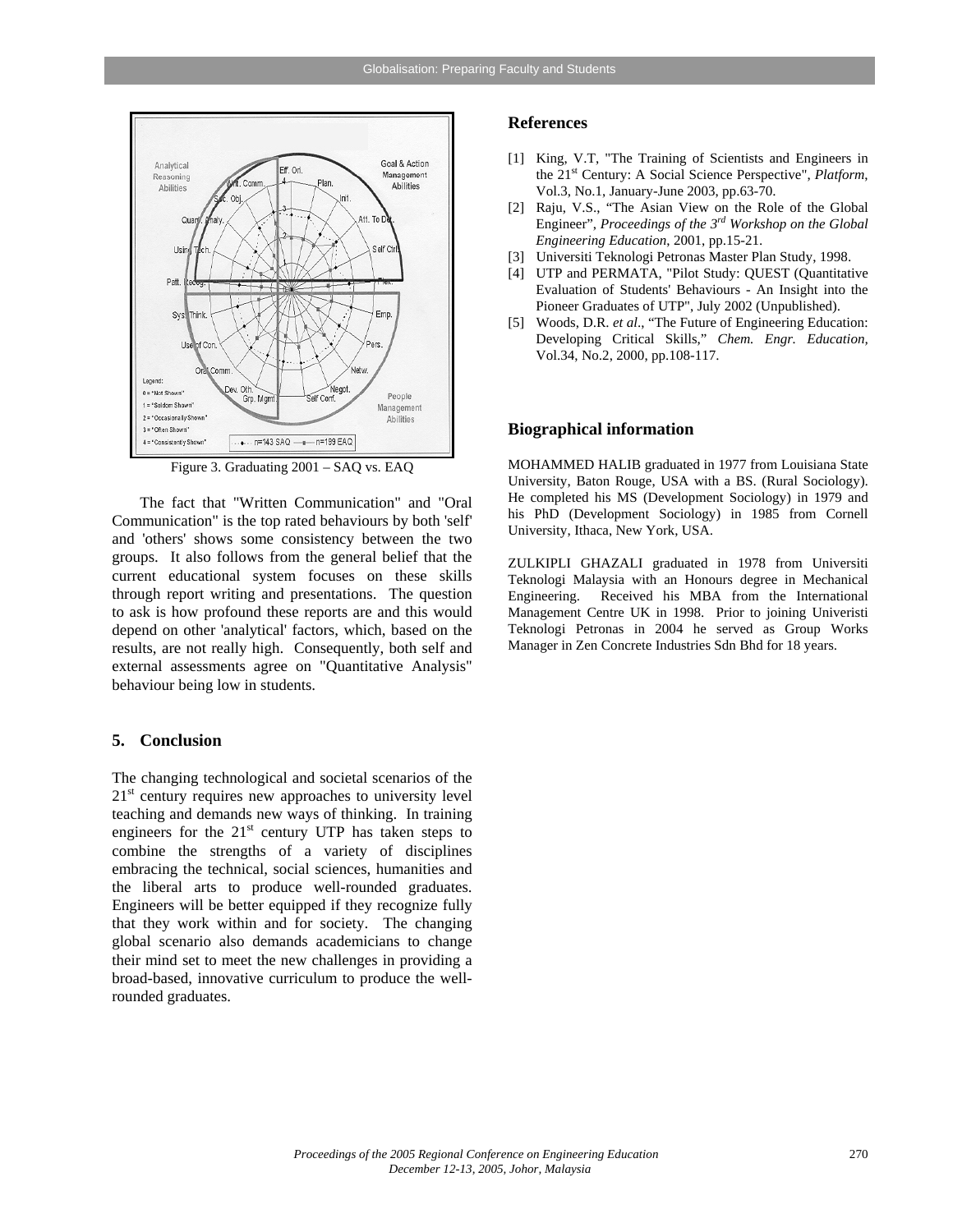Analytical Reasoning Abilities

Goal & Action Management Abilities

People Management Abilities

Eff. Ori.

Writ. Comm.

Plan.

Init.

Suc. Obj.

Att. To Det.

Quant. Analy.

Self Ctrl.

Using Tech.

Flex.

Patt. Recog.

Syst. Think.

Emp.

Use of Con.

Pers.

Oral Comm.

Netw.

Dev. Oth.

Negot.

Grp. Mgmt.

Self Conf.

Legend:
0 = "Not Shown"
1 = "Seldom Shown"
2 = "Occasionally Shown"
3 = "Often Shown"
4 = "Consistently Shown"

n=143 SAQ — n=199 EAQ

Figure 3. Graduating 2001 – SAQ vs. EAQ

The fact that "Written Communication" and "Oral Communication" is the top rated behaviours by both 'self' and 'others' shows some consistency between the two groups. It also follows from the general belief that the current educational system focuses on these skills through report writing and presentations. The question to ask is how profound these reports are and this would depend on other 'analytical' factors, which, based on the results, are not really high. Consequently, both self and external assessments agree on "Quantitative Analysis" behaviour being low in students.

## 5. Conclusion

The changing technological and societal scenarios of the 21st century requires new approaches to university level teaching and demands new ways of thinking. In training engineers for the 21st century UTP has taken steps to combine the strengths of a variety of disciplines embracing the technical, social sciences, humanities and the liberal arts to produce well-rounded graduates. Engineers will be better equipped if they recognize fully that they work within and for society. The changing global scenario also demands academicians to change their mind set to meet the new challenges in providing a broad-based, innovative curriculum to produce the well-rounded graduates.

## References

[1] King, V.T, "The Training of Scientists and Engineers in the 21st Century: A Social Science Perspective", *Platform*, Vol.3, No.1, January-June 2003, pp.63-70.

[2] Raju, V.S., "The Asian View on the Role of the Global Engineer", *Proceedings of the 3rd Workshop on the Global Engineering Education*, 2001, pp.15-21.

[3] Universiti Teknologi Petronas Master Plan Study, 1998.

[4] UTP and PERMATA, "Pilot Study: QUEST (Quantitative Evaluation of Students' Behaviours - An Insight into the Pioneer Graduates of UTP", July 2002 (Unpublished).

[5] Woods, D.R. *et al*., "The Future of Engineering Education: Developing Critical Skills," *Chem. Engr. Education*, Vol.34, No.2, 2000, pp.108-117.

## Biographical information

MOHAMMED HALIB graduated in 1977 from Louisiana State University, Baton Rouge, USA with a BS. (Rural Sociology). He completed his MS (Development Sociology) in 1979 and his PhD (Development Sociology) in 1985 from Cornell University, Ithaca, New York, USA.

ZULKIPLI GHAZALI graduated in 1978 from Universiti Teknologi Malaysia with an Honours degree in Mechanical Engineering. Received his MBA from the International Management Centre UK in 1998. Prior to joining Univeristi Teknologi Petronas in 2004 he served as Group Works Manager in Zen Concrete Industries Sdn Bhd for 18 years.